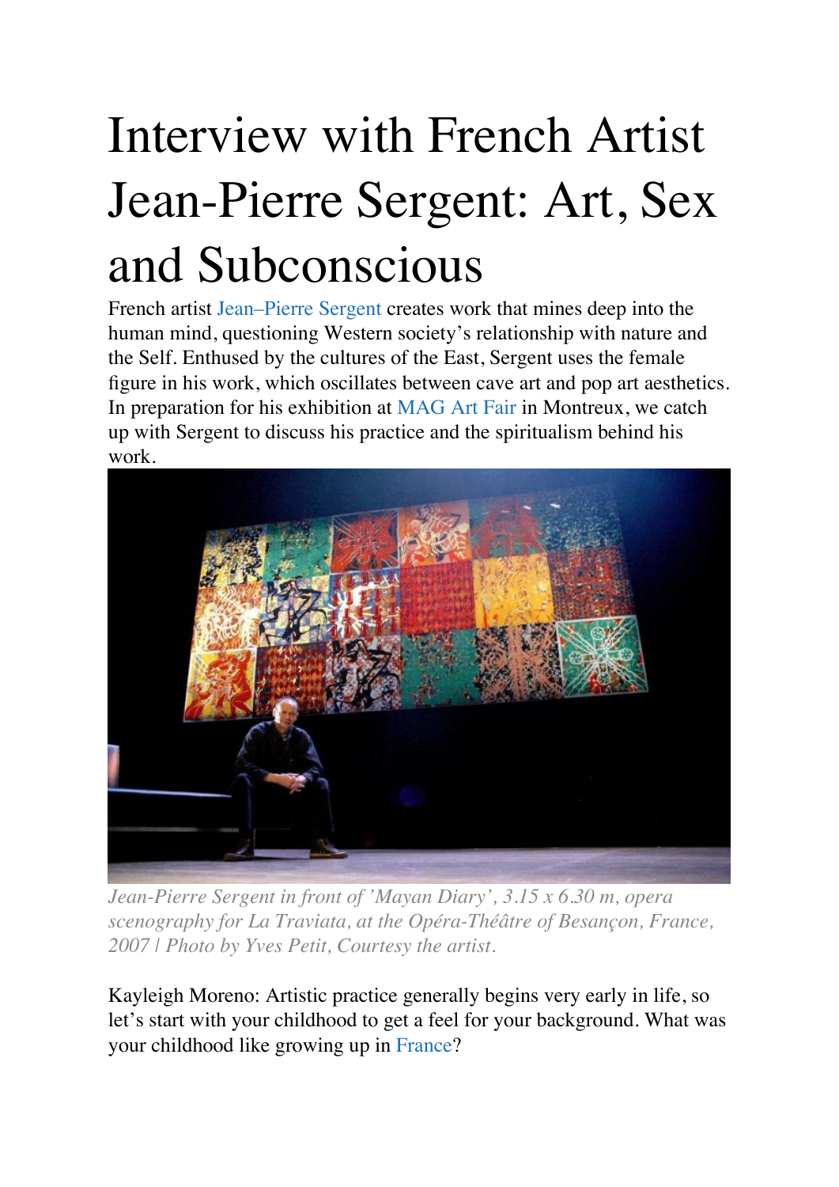# Interview with French Artist Jean-Pierre Sergent: Art, Sex and Subconscious

French artist Jean–Pierre Sergent creates work that mines deep into the human mind, questioning Western society's relationship with nature and the Self. Enthused by the cultures of the East, Sergent uses the female figure in his work, which oscillates between cave art and pop art aesthetics. In preparation for his exhibition at MAG Art Fair in Montreux, we catch up with Sergent to discuss his practice and the spiritualism behind his work.

*Jean-Pierre Sergent in front of 'Mayan Diary', 3.15 x 6.30 m, opera scenography for La Traviata, at the Opéra-Théâtre of Besançon, France, 2007 | Photo by Yves Petit, Courtesy the artist.*

Kayleigh Moreno: Artistic practice generally begins very early in life, so let's start with your childhood to get a feel for your background. What was your childhood like growing up in France?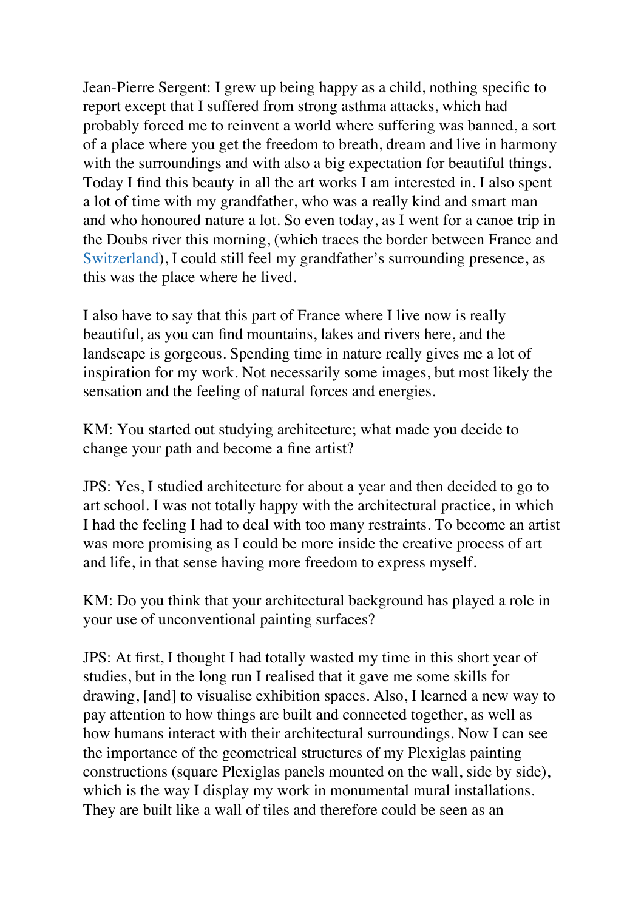Jean-Pierre Sergent: I grew up being happy as a child, nothing specific to report except that I suffered from strong asthma attacks, which had probably forced me to reinvent a world where suffering was banned, a sort of a place where you get the freedom to breath, dream and live in harmony with the surroundings and with also a big expectation for beautiful things. Today I find this beauty in all the art works I am interested in. I also spent a lot of time with my grandfather, who was a really kind and smart man and who honoured nature a lot. So even today, as I went for a canoe trip in the Doubs river this morning, (which traces the border between France and Switzerland), I could still feel my grandfather's surrounding presence, as this was the place where he lived.

I also have to say that this part of France where I live now is really beautiful, as you can find mountains, lakes and rivers here, and the landscape is gorgeous. Spending time in nature really gives me a lot of inspiration for my work. Not necessarily some images, but most likely the sensation and the feeling of natural forces and energies.

KM: You started out studying architecture; what made you decide to change your path and become a fine artist?

JPS: Yes, I studied architecture for about a year and then decided to go to art school. I was not totally happy with the architectural practice, in which I had the feeling I had to deal with too many restraints. To become an artist was more promising as I could be more inside the creative process of art and life, in that sense having more freedom to express myself.

KM: Do you think that your architectural background has played a role in your use of unconventional painting surfaces?

JPS: At first, I thought I had totally wasted my time in this short year of studies, but in the long run I realised that it gave me some skills for drawing, [and] to visualise exhibition spaces. Also, I learned a new way to pay attention to how things are built and connected together, as well as how humans interact with their architectural surroundings. Now I can see the importance of the geometrical structures of my Plexiglas painting constructions (square Plexiglas panels mounted on the wall, side by side), which is the way I display my work in monumental mural installations. They are built like a wall of tiles and therefore could be seen as an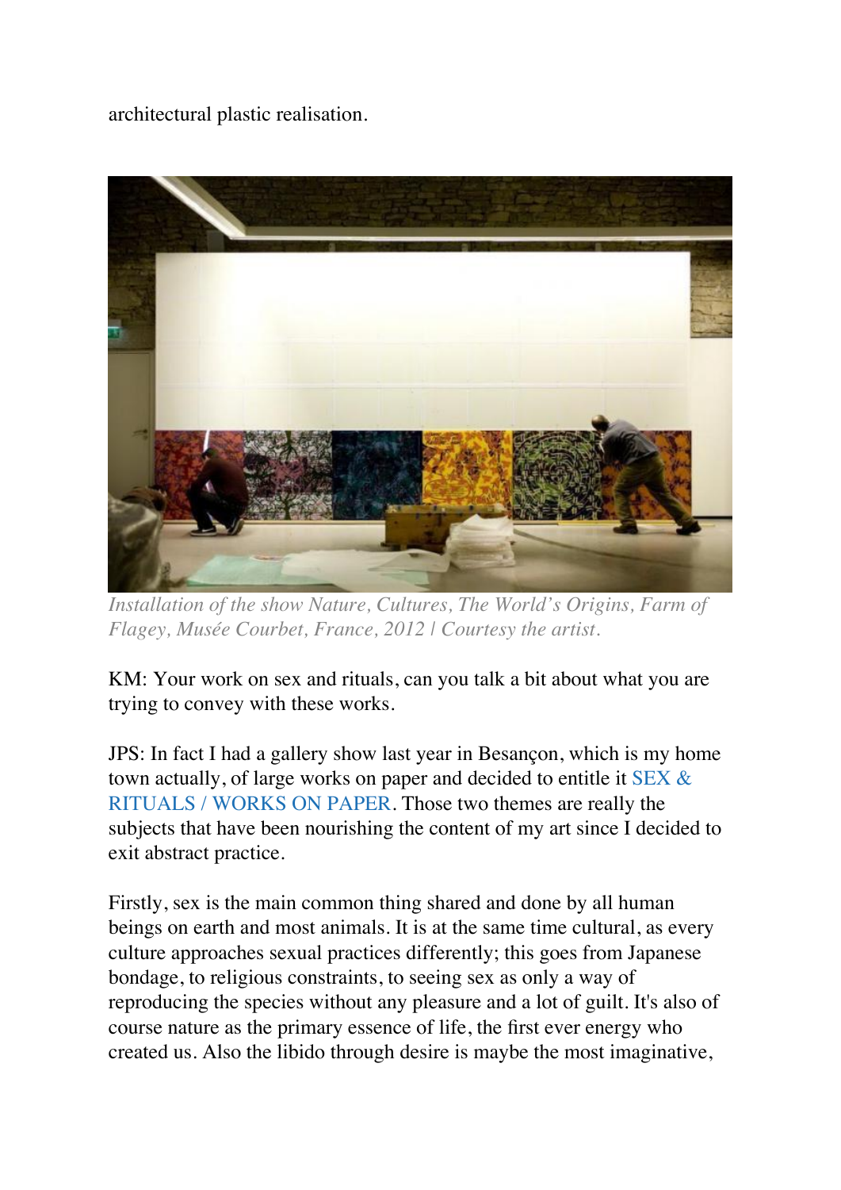architectural plastic realisation.

*Installation of the show Nature, Cultures, The World's Origins, Farm of Flagey, Musée Courbet, France, 2012 | Courtesy the artist.*

KM: Your work on sex and rituals, can you talk a bit about what you are trying to convey with these works.

JPS: In fact I had a gallery show last year in Besançon, which is my home town actually, of large works on paper and decided to entitle it SEX & RITUALS / WORKS ON PAPER. Those two themes are really the subjects that have been nourishing the content of my art since I decided to exit abstract practice.

Firstly, sex is the main common thing shared and done by all human beings on earth and most animals. It is at the same time cultural, as every culture approaches sexual practices differently; this goes from Japanese bondage, to religious constraints, to seeing sex as only a way of reproducing the species without any pleasure and a lot of guilt. It's also of course nature as the primary essence of life, the first ever energy who created us. Also the libido through desire is maybe the most imaginative,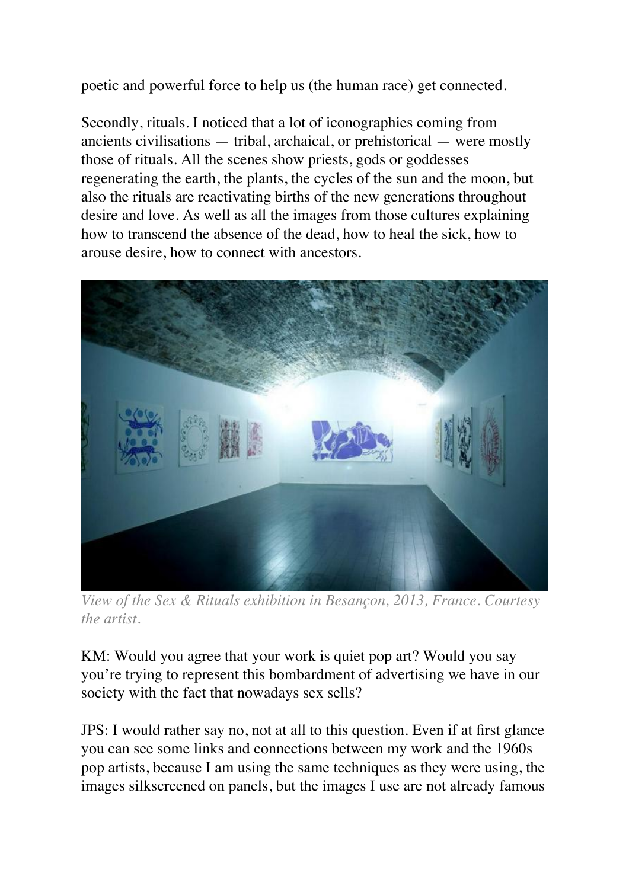poetic and powerful force to help us (the human race) get connected.

Secondly, rituals. I noticed that a lot of iconographies coming from ancients civilisations — tribal, archaical, or prehistorical — were mostly those of rituals. All the scenes show priests, gods or goddesses regenerating the earth, the plants, the cycles of the sun and the moon, but also the rituals are reactivating births of the new generations throughout desire and love. As well as all the images from those cultures explaining how to transcend the absence of the dead, how to heal the sick, how to arouse desire, how to connect with ancestors.

*View of the Sex & Rituals exhibition in Besançon, 2013, France. Courtesy the artist.*

KM: Would you agree that your work is quiet pop art? Would you say you're trying to represent this bombardment of advertising we have in our society with the fact that nowadays sex sells?

JPS: I would rather say no, not at all to this question. Even if at first glance you can see some links and connections between my work and the 1960s pop artists, because I am using the same techniques as they were using, the images silkscreened on panels, but the images I use are not already famous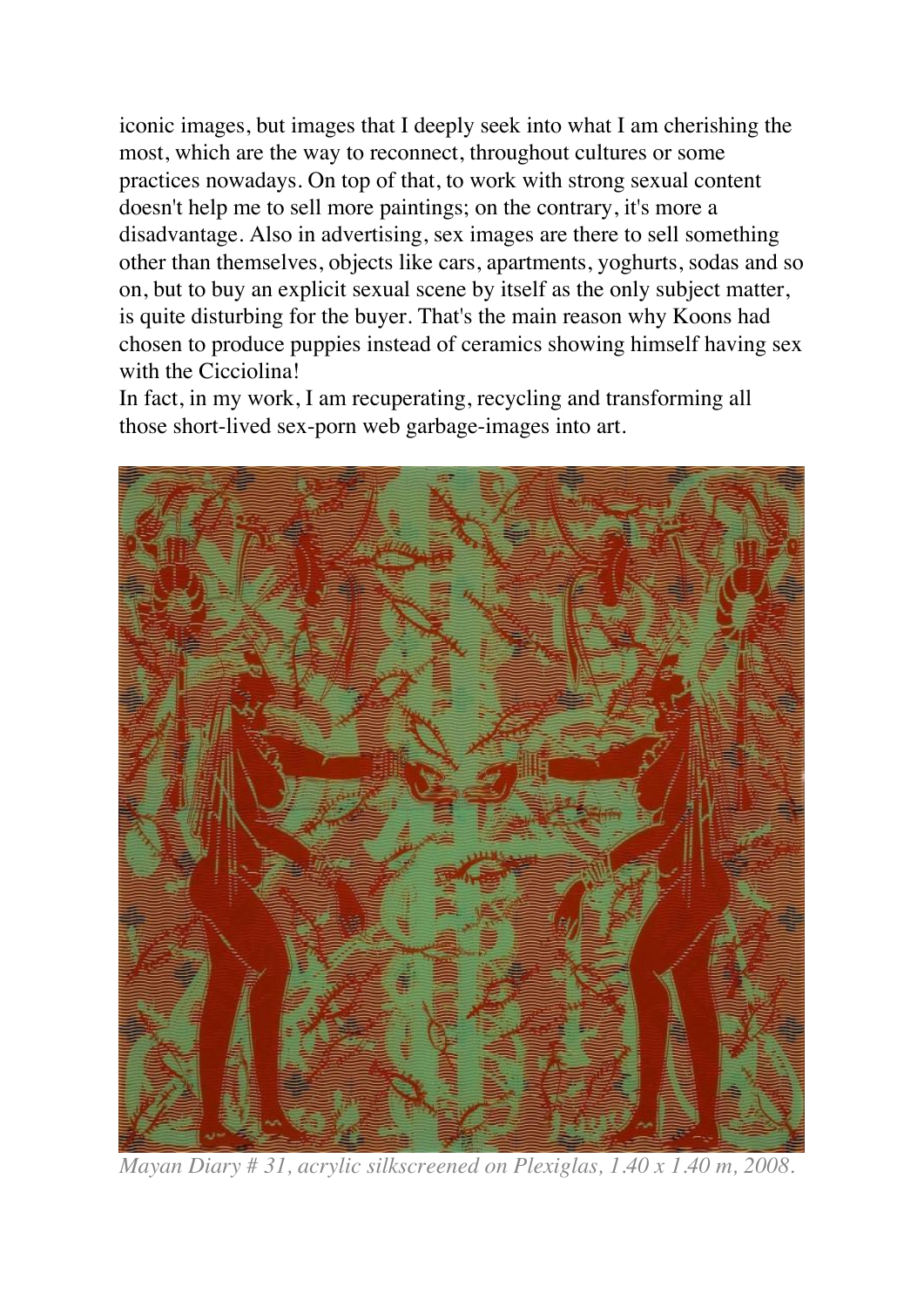iconic images, but images that I deeply seek into what I am cherishing the most, which are the way to reconnect, throughout cultures or some practices nowadays. On top of that, to work with strong sexual content doesn't help me to sell more paintings; on the contrary, it's more a disadvantage. Also in advertising, sex images are there to sell something other than themselves, objects like cars, apartments, yoghurts, sodas and so on, but to buy an explicit sexual scene by itself as the only subject matter, is quite disturbing for the buyer. That's the main reason why Koons had chosen to produce puppies instead of ceramics showing himself having sex with the Cicciolina!

In fact, in my work, I am recuperating, recycling and transforming all those short-lived sex-porn web garbage-images into art.

*Mayan Diary # 31, acrylic silkscreened on Plexiglas, 1.40 x 1.40 m, 2008.*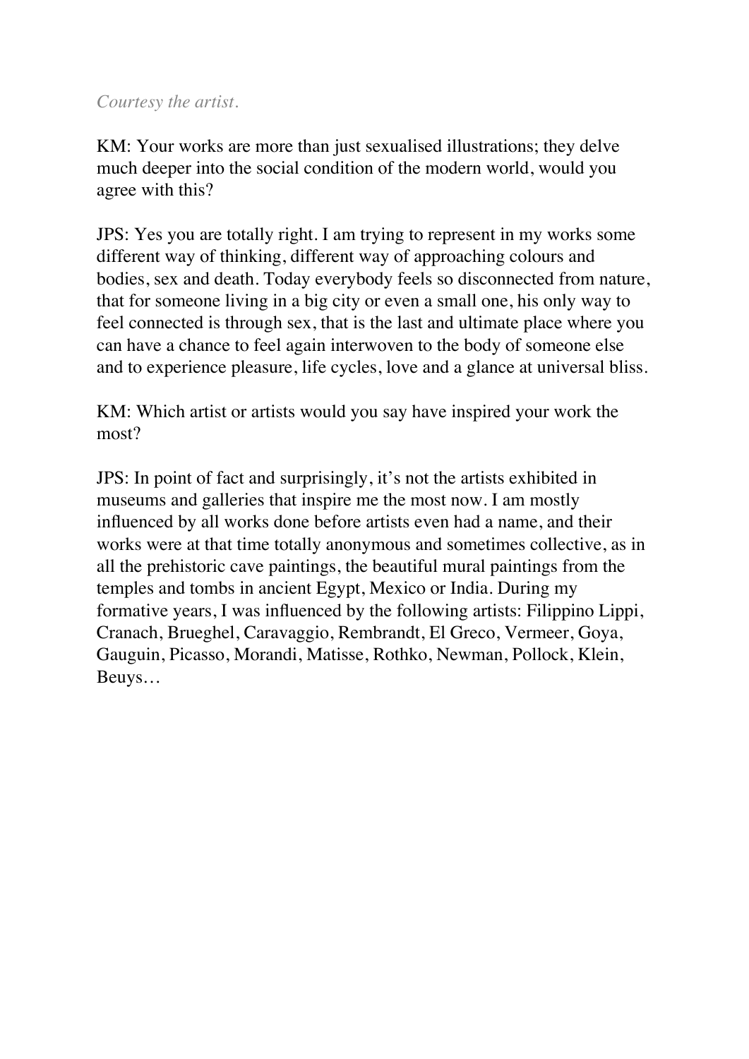*Courtesy the artist.*

KM: Your works are more than just sexualised illustrations; they delve much deeper into the social condition of the modern world, would you agree with this?

JPS: Yes you are totally right. I am trying to represent in my works some different way of thinking, different way of approaching colours and bodies, sex and death. Today everybody feels so disconnected from nature, that for someone living in a big city or even a small one, his only way to feel connected is through sex, that is the last and ultimate place where you can have a chance to feel again interwoven to the body of someone else and to experience pleasure, life cycles, love and a glance at universal bliss.

KM: Which artist or artists would you say have inspired your work the most?

JPS: In point of fact and surprisingly, it's not the artists exhibited in museums and galleries that inspire me the most now. I am mostly influenced by all works done before artists even had a name, and their works were at that time totally anonymous and sometimes collective, as in all the prehistoric cave paintings, the beautiful mural paintings from the temples and tombs in ancient Egypt, Mexico or India. During my formative years, I was influenced by the following artists: Filippino Lippi, Cranach, Brueghel, Caravaggio, Rembrandt, El Greco, Vermeer, Goya, Gauguin, Picasso, Morandi, Matisse, Rothko, Newman, Pollock, Klein, Beuys…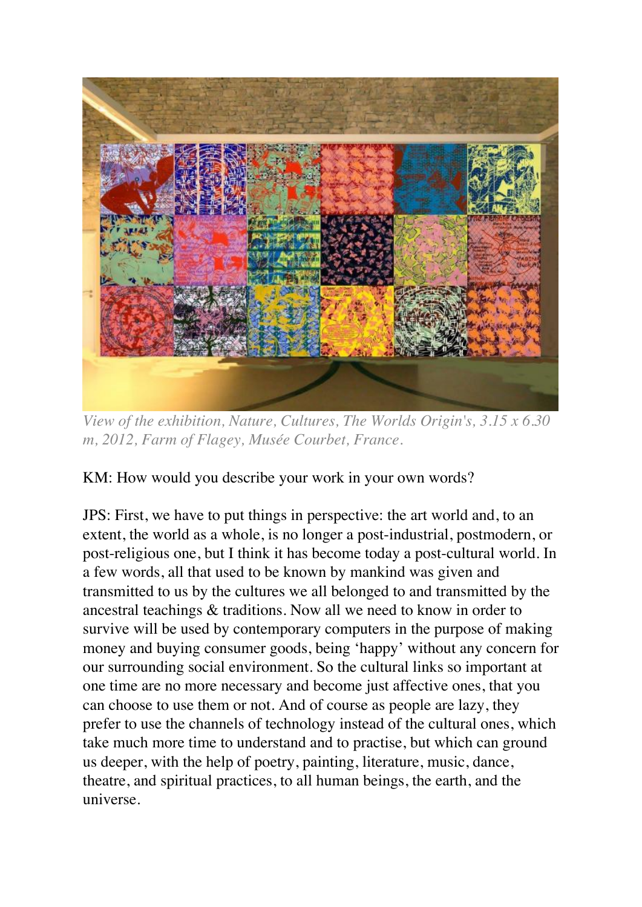*View of the exhibition, Nature, Cultures, The Worlds Origin's, 3.15 x 6.30 m, 2012, Farm of Flagey, Musée Courbet, France.*

KM: How would you describe your work in your own words?

JPS: First, we have to put things in perspective: the art world and, to an extent, the world as a whole, is no longer a post-industrial, postmodern, or post-religious one, but I think it has become today a post-cultural world. In a few words, all that used to be known by mankind was given and transmitted to us by the cultures we all belonged to and transmitted by the ancestral teachings & traditions. Now all we need to know in order to survive will be used by contemporary computers in the purpose of making money and buying consumer goods, being 'happy' without any concern for our surrounding social environment. So the cultural links so important at one time are no more necessary and become just affective ones, that you can choose to use them or not. And of course as people are lazy, they prefer to use the channels of technology instead of the cultural ones, which take much more time to understand and to practise, but which can ground us deeper, with the help of poetry, painting, literature, music, dance, theatre, and spiritual practices, to all human beings, the earth, and the universe.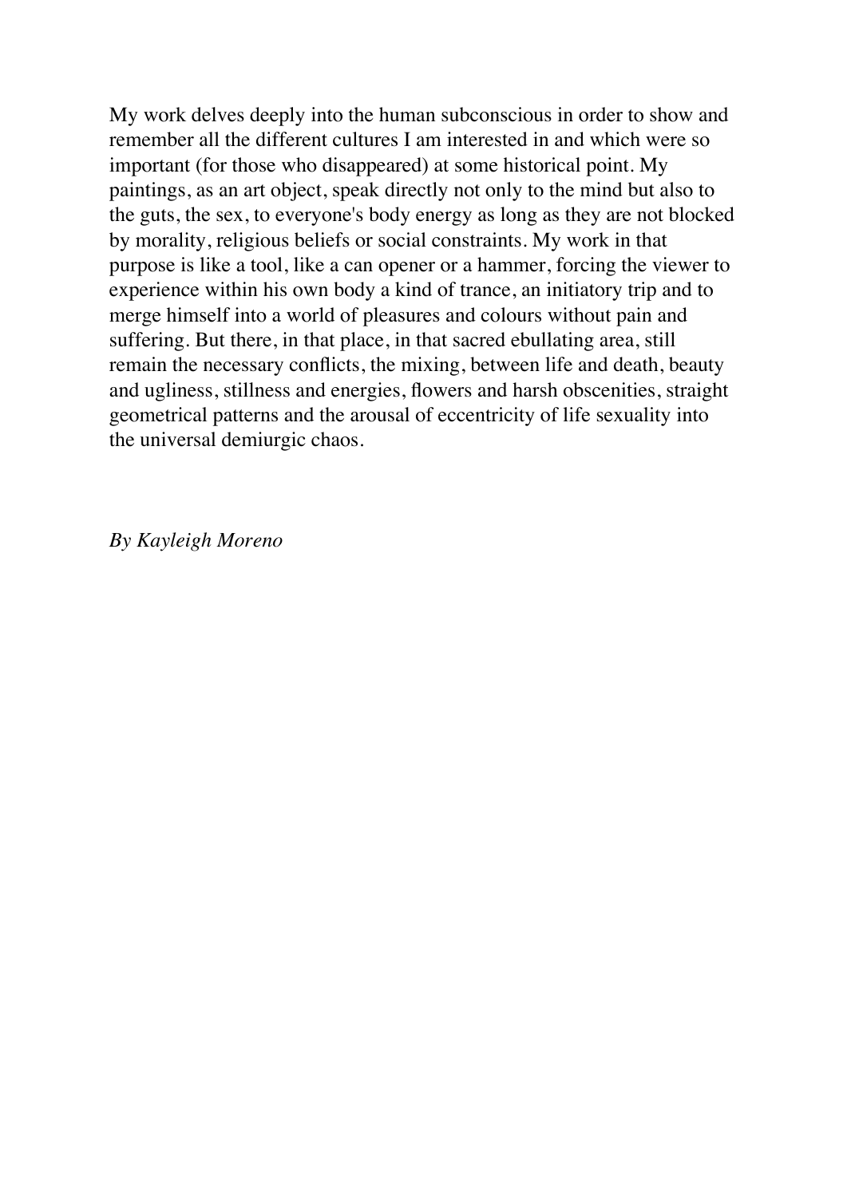My work delves deeply into the human subconscious in order to show and remember all the different cultures I am interested in and which were so important (for those who disappeared) at some historical point. My paintings, as an art object, speak directly not only to the mind but also to the guts, the sex, to everyone's body energy as long as they are not blocked by morality, religious beliefs or social constraints. My work in that purpose is like a tool, like a can opener or a hammer, forcing the viewer to experience within his own body a kind of trance, an initiatory trip and to merge himself into a world of pleasures and colours without pain and suffering. But there, in that place, in that sacred ebullating area, still remain the necessary conflicts, the mixing, between life and death, beauty and ugliness, stillness and energies, flowers and harsh obscenities, straight geometrical patterns and the arousal of eccentricity of life sexuality into the universal demiurgic chaos.

*By Kayleigh Moreno*